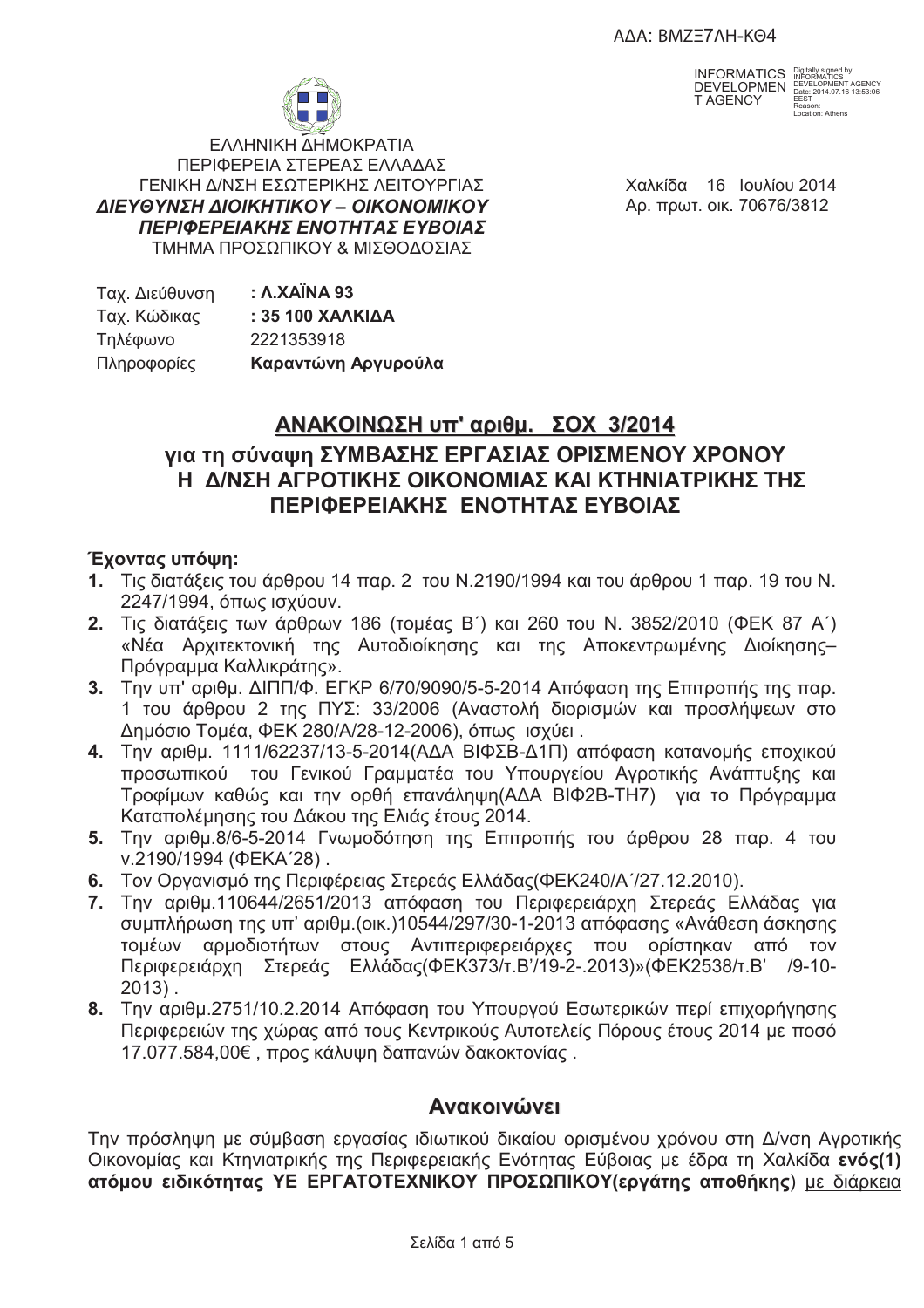ΑΔΑ: ΒΜΖΞ7ΛΗ-ΚΘ4

ΕΛΛΗΝΙΚΗ ΔΗΜΟΚΡΑΤΙΑ
ΠΕΡΙΦΕΡΕΙΑ ΣΤΕΡΕΑΣ ΕΛΛΑΔΑΣ
ΓΕΝΙΚΗ Δ/ΝΣΗ ΕΣΩΤΕΡΙΚΗΣ ΛΕΙΤΟΥΡΓΙΑΣ
***ΔΙΕΥΘΥΝΣΗ ΔΙΟΙΚΗΤΙΚΟΥ – ΟΙΚΟΝΟΜΙΚΟΥ***
***ΠΕΡΙΦΕΡΕΙΑΚΗΣ ΕΝΟΤΗΤΑΣ ΕΥΒΟΙΑΣ***
ΤΜΗΜΑ ΠΡΟΣΩΠΙΚΟΥ & ΜΙΣΘΟΔΟΣΙΑΣ

Χαλκίδα 16 Ιουλίου 2014
Αρ. πρωτ. οικ. 70676/3812

| | |
|---|---|
| Ταχ. Διεύθυνση | **: Λ.ΧΑΪΝΑ 93** |
| Ταχ. Κώδικας | **: 35 100 ΧΑΛΚΙΔΑ** |
| Τηλέφωνο | 2221353918 |
| Πληροφορίες | **Καραντώνη Αργυρούλα** |

## <u>ΑΝΑΚΟΙΝΩΣΗ υπ' αριθμ. ΣΟΧ 3/2014</u>

## για τη σύναψη ΣΥΜΒΑΣΗΣ ΕΡΓΑΣΙΑΣ ΟΡΙΣΜΕΝΟΥ ΧΡΟΝΟΥ Η Δ/ΝΣΗ ΑΓΡΟΤΙΚΗΣ ΟΙΚΟΝΟΜΙΑΣ ΚΑΙ ΚΤΗΝΙΑΤΡΙΚΗΣ ΤΗΣ ΠΕΡΙΦΕΡΕΙΑΚΗΣ ΕΝΟΤΗΤΑΣ ΕΥΒΟΙΑΣ

**Έχοντας υπόψη:**

1. Τις διατάξεις του άρθρου 14 παρ. 2 του Ν.2190/1994 και του άρθρου 1 παρ. 19 του Ν. 2247/1994, όπως ισχύουν.
2. Τις διατάξεις των άρθρων 186 (τομέας Β΄) και 260 του Ν. 3852/2010 (ΦΕΚ 87 Α΄) «Νέα Αρχιτεκτονική της Αυτοδιοίκησης και της Αποκεντρωμένης Διοίκησης– Πρόγραμμα Καλλικράτης».
3. Την υπ' αριθμ. ΔΙΠΠ/Φ. ΕΓΚΡ 6/70/9090/5-5-2014 Απόφαση της Επιτροπής της παρ. 1 του άρθρου 2 της ΠΥΣ: 33/2006 (Αναστολή διορισμών και προσλήψεων στο Δημόσιο Τομέα, ΦΕΚ 280/Α/28-12-2006), όπως ισχύει .
4. Την αριθμ. 1111/62237/13-5-2014(ΑΔΑ ΒΙΦΣΒ-Δ1Π) απόφαση κατανομής εποχικού προσωπικού του Γενικού Γραμματέα του Υπουργείου Αγροτικής Ανάπτυξης και Τροφίμων καθώς και την ορθή επανάληψη(ΑΔΑ ΒΙΦ2Β-ΤΗ7) για το Πρόγραμμα Καταπολέμησης του Δάκου της Ελιάς έτους 2014.
5. Την αριθμ.8/6-5-2014 Γνωμοδότηση της Επιτροπής του άρθρου 28 παρ. 4 του ν.2190/1994 (ΦΕΚΑ΄28) .
6. Τον Οργανισμό της Περιφέρειας Στερεάς Ελλάδας(ΦΕΚ240/Α΄/27.12.2010).
7. Την αριθμ.110644/2651/2013 απόφαση του Περιφερειάρχη Στερεάς Ελλάδας για συμπλήρωση της υπ' αριθμ.(οικ.)10544/297/30-1-2013 απόφασης «Ανάθεση άσκησης τομέων αρμοδιοτήτων στους Αντιπεριφερειάρχες που ορίστηκαν από τον Περιφερειάρχη Στερεάς Ελλάδας(ΦΕΚ373/τ.Β'/19-2-.2013)»(ΦΕΚ2538/τ.Β' /9-10-2013) .
8. Την αριθμ.2751/10.2.2014 Απόφαση του Υπουργού Εσωτερικών περί επιχορήγησης Περιφερειών της χώρας από τους Κεντρικούς Αυτοτελείς Πόρους έτους 2014 με ποσό 17.077.584,00€ , προς κάλυψη δαπανών δακοκτονίας .

## Ανακοινώνει

Την πρόσληψη με σύμβαση εργασίας ιδιωτικού δικαίου ορισμένου χρόνου στη Δ/νση Αγροτικής Οικονομίας και Κτηνιατρικής της Περιφερειακής Ενότητας Εύβοιας με έδρα τη Χαλκίδα **ενός(1) ατόμου ειδικότητας ΥΕ ΕΡΓΑΤΟΤΕΧΝΙΚΟΥ ΠΡΟΣΩΠΙΚΟΥ(εργάτης αποθήκης**) <u>με διάρκεια</u>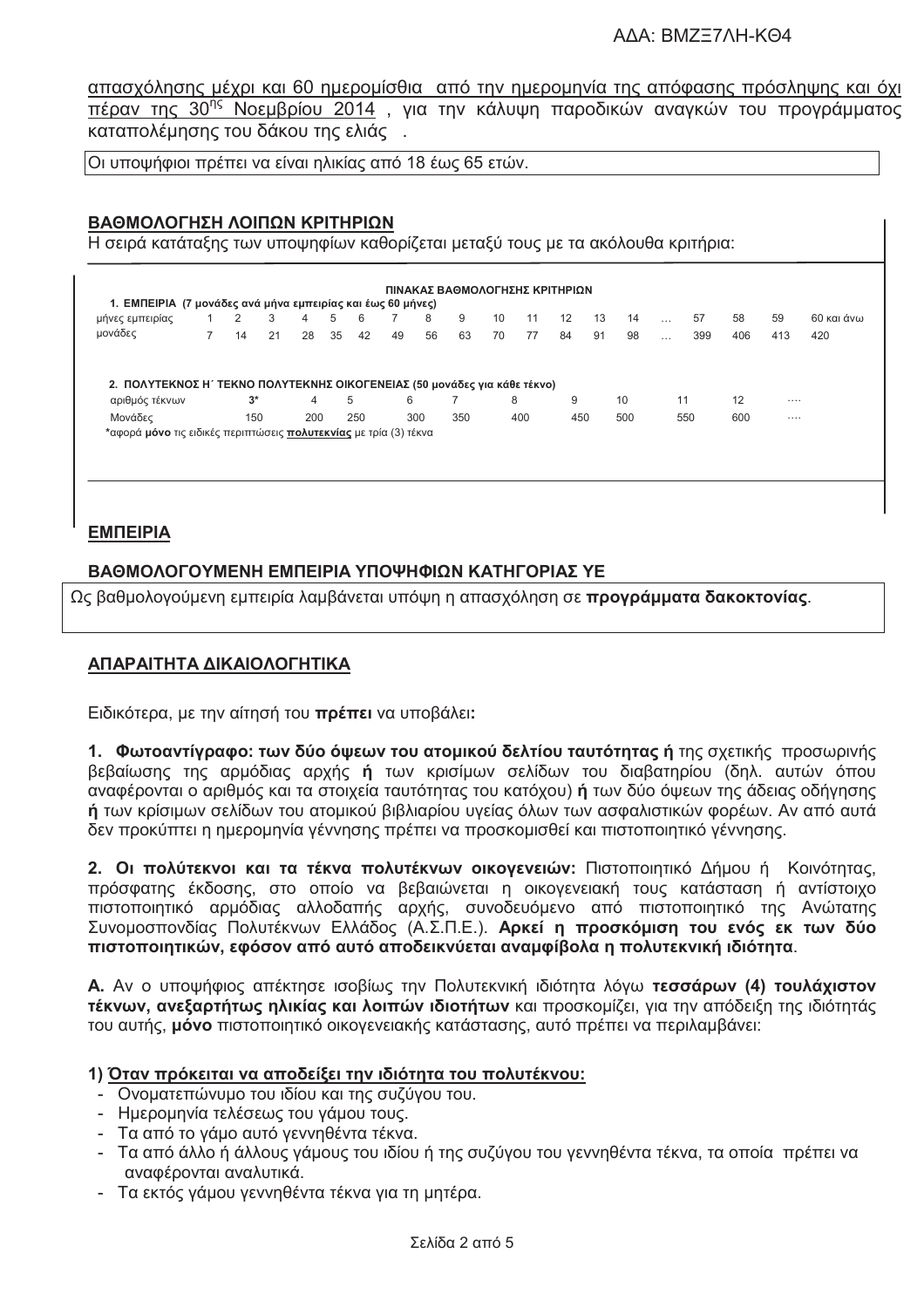απασχόλησης μέχρι και 60 ημερομίσθια από την ημερομηνία της απόφασης πρόσληψης και όχι πέραν της 30ης Νοεμβρίου 2014 , για την κάλυψη παροδικών αναγκών του προγράμματος καταπολέμησης του δάκου της ελιάς .

Οι υποψήφιοι πρέπει να είναι ηλικίας από 18 έως 65 ετών.

## ΒΑΘΜΟΛΟΓΗΣΗ ΛΟΙΠΩΝ ΚΡΙΤΗΡΙΩΝ

Η σειρά κατάταξης των υποψηφίων καθορίζεται μεταξύ τους με τα ακόλουθα κριτήρια:

**ΠΙΝΑΚΑΣ ΒΑΘΜΟΛΟΓΗΣΗΣ ΚΡΙΤΗΡΙΩΝ**

**1. ΕΜΠΕΙΡΙΑ (7 μονάδες ανά μήνα εμπειρίας και έως 60 μήνες)**

| μήνες εμπειρίας | 1 | 2 | 3 | 4 | 5 | 6 | 7 | 8 | 9 | 10 | 11 | 12 | 13 | 14 | … | 57 | 58 | 59 | 60 και άνω |
|---|---|---|---|---|---|---|---|---|---|---|---|---|---|---|---|---|---|---|---|
| μονάδες | 7 | 14 | 21 | 28 | 35 | 42 | 49 | 56 | 63 | 70 | 77 | 84 | 91 | 98 | … | 399 | 406 | 413 | 420 |

**2. ΠΟΛΥΤΕΚΝΟΣ Η΄ ΤΕΚΝΟ ΠΟΛΥΤΕΚΝΗΣ ΟΙΚΟΓΕΝΕΙΑΣ (50 μονάδες για κάθε τέκνο)**

| αριθμός τέκνων | 3* | 4 | 5 | 6 | 7 | 8 | 9 | 10 | 11 | 12 | …. |
|---|---|---|---|---|---|---|---|---|---|---|---|
| Μονάδες | 150 | 200 | 250 | 300 | 350 | 400 | 450 | 500 | 550 | 600 | …. |

*αφορά **μόνο** τις ειδικές περιπτώσεις **πολυτεκνίας** με τρία (3) τέκνα

## ΕΜΠΕΙΡΙΑ

### ΒΑΘΜΟΛΟΓΟΥΜΕΝΗ ΕΜΠΕΙΡΙΑ ΥΠΟΨΗΦΙΩΝ ΚΑΤΗΓΟΡΙΑΣ ΥΕ

Ως βαθμολογούμενη εμπειρία λαμβάνεται υπόψη η απασχόληση σε **προγράμματα δακοκτονίας**.

## ΑΠΑΡΑΙΤΗΤΑ ΔΙΚΑΙΟΛΟΓΗΤΙΚΑ

Ειδικότερα, με την αίτησή του **πρέπει** να υποβάλει**:**

**1. Φωτοαντίγραφο: των δύο όψεων του ατομικού δελτίου ταυτότητας ή** της σχετικής προσωρινής βεβαίωσης της αρμόδιας αρχής **ή** των κρισίμων σελίδων του διαβατηρίου (δηλ. αυτών όπου αναφέρονται ο αριθμός και τα στοιχεία ταυτότητας του κατόχου) **ή** των δύο όψεων της άδειας οδήγησης **ή** των κρίσιμων σελίδων του ατομικού βιβλιαρίου υγείας όλων των ασφαλιστικών φορέων. Αν από αυτά δεν προκύπτει η ημερομηνία γέννησης πρέπει να προσκομισθεί και πιστοποιητικό γέννησης.

**2. Οι πολύτεκνοι και τα τέκνα πολυτέκνων οικογενειών:** Πιστοποιητικό Δήμου ή Κοινότητας, πρόσφατης έκδοσης, στο οποίο να βεβαιώνεται η οικογενειακή τους κατάσταση ή αντίστοιχο πιστοποιητικό αρμόδιας αλλοδαπής αρχής, συνοδευόμενο από πιστοποιητικό της Ανώτατης Συνομοσπονδίας Πολυτέκνων Ελλάδος (Α.Σ.Π.Ε.). **Αρκεί η προσκόμιση του ενός εκ των δύο πιστοποιητικών, εφόσον από αυτό αποδεικνύεται αναμφίβολα η πολυτεκνική ιδιότητα**.

**Α.** Αν ο υποψήφιος απέκτησε ισοβίως την Πολυτεκνική ιδιότητα λόγω **τεσσάρων (4) τουλάχιστον τέκνων, ανεξαρτήτως ηλικίας και λοιπών ιδιοτήτων** και προσκομίζει, για την απόδειξη της ιδιότητάς του αυτής, **μόνο** πιστοποιητικό οικογενειακής κατάστασης, αυτό πρέπει να περιλαμβάνει:

**1) Όταν πρόκειται να αποδείξει την ιδιότητα του πολυτέκνου:**

- Ονοματεπώνυμο του ιδίου και της συζύγου του.
- Ημερομηνία τελέσεως του γάμου τους.
- Τα από το γάμο αυτό γεννηθέντα τέκνα.
- Τα από άλλο ή άλλους γάμους του ιδίου ή της συζύγου του γεννηθέντα τέκνα, τα οποία πρέπει να αναφέρονται αναλυτικά.
- Τα εκτός γάμου γεννηθέντα τέκνα για τη μητέρα.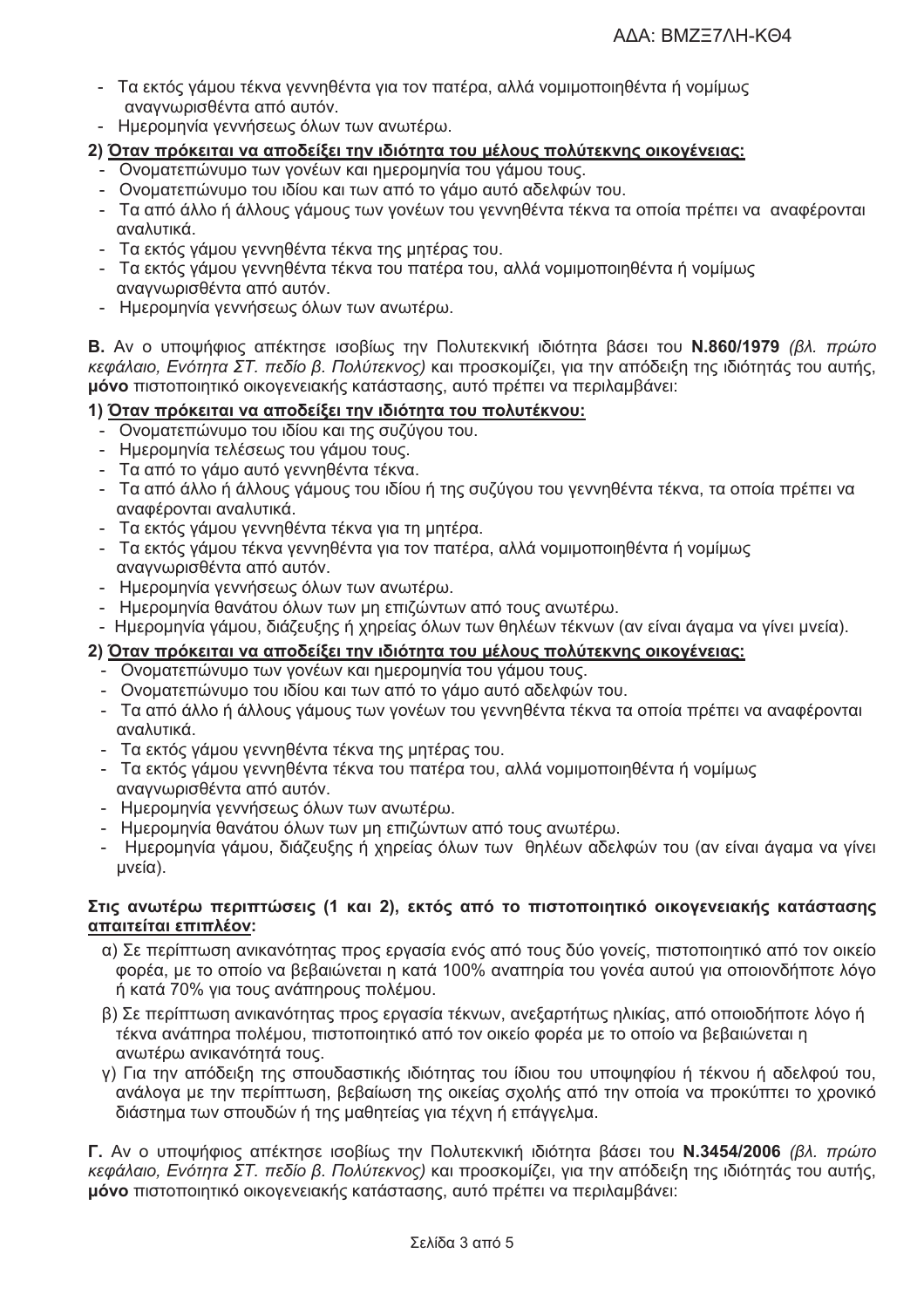- Τα εκτός γάμου τέκνα γεννηθέντα για τον πατέρα, αλλά νομιμοποιηθέντα ή νομίμως αναγνωρισθέντα από αυτόν.
- Ημερομηνία γεννήσεως όλων των ανωτέρω.

**2) <u>Όταν πρόκειται να αποδείξει την ιδιότητα του μέλους πολύτεκνης οικογένειας:</u>**

- Ονοματεπώνυμο των γονέων και ημερομηνία του γάμου τους.
- Ονοματεπώνυμο του ιδίου και των από το γάμο αυτό αδελφών του.
- Τα από άλλο ή άλλους γάμους των γονέων του γεννηθέντα τέκνα τα οποία πρέπει να αναφέρονται αναλυτικά.
- Τα εκτός γάμου γεννηθέντα τέκνα της μητέρας του.
- Τα εκτός γάμου γεννηθέντα τέκνα του πατέρα του, αλλά νομιμοποιηθέντα ή νομίμως αναγνωρισθέντα από αυτόν.
- Ημερομηνία γεννήσεως όλων των ανωτέρω.

**Β.** Αν ο υποψήφιος απέκτησε ισοβίως την Πολυτεκνική ιδιότητα βάσει του **Ν.860/1979** *(βλ. πρώτο κεφάλαιο, Ενότητα ΣΤ. πεδίο β. Πολύτεκνος)* και προσκομίζει, για την απόδειξη της ιδιότητάς του αυτής, **μόνο** πιστοποιητικό οικογενειακής κατάστασης, αυτό πρέπει να περιλαμβάνει:

**1) <u>Όταν πρόκειται να αποδείξει την ιδιότητα του πολυτέκνου:</u>**

- Ονοματεπώνυμο του ιδίου και της συζύγου του.
- Ημερομηνία τελέσεως του γάμου τους.
- Τα από το γάμο αυτό γεννηθέντα τέκνα.
- Τα από άλλο ή άλλους γάμους του ιδίου ή της συζύγου του γεννηθέντα τέκνα, τα οποία πρέπει να αναφέρονται αναλυτικά.
- Τα εκτός γάμου γεννηθέντα τέκνα για τη μητέρα.
- Τα εκτός γάμου τέκνα γεννηθέντα για τον πατέρα, αλλά νομιμοποιηθέντα ή νομίμως αναγνωρισθέντα από αυτόν.
- Ημερομηνία γεννήσεως όλων των ανωτέρω.
- Ημερομηνία θανάτου όλων των μη επιζώντων από τους ανωτέρω.
- Ημερομηνία γάμου, διάζευξης ή χηρείας όλων των θηλέων τέκνων (αν είναι άγαμα να γίνει μνεία).

**2) <u>Όταν πρόκειται να αποδείξει την ιδιότητα του μέλους πολύτεκνης οικογένειας:</u>**

- Ονοματεπώνυμο των γονέων και ημερομηνία του γάμου τους.
- Ονοματεπώνυμο του ιδίου και των από το γάμο αυτό αδελφών του.
- Τα από άλλο ή άλλους γάμους των γονέων του γεννηθέντα τέκνα τα οποία πρέπει να αναφέρονται αναλυτικά.
- Τα εκτός γάμου γεννηθέντα τέκνα της μητέρας του.
- Τα εκτός γάμου γεννηθέντα τέκνα του πατέρα του, αλλά νομιμοποιηθέντα ή νομίμως αναγνωρισθέντα από αυτόν.
- Ημερομηνία γεννήσεως όλων των ανωτέρω.
- Ημερομηνία θανάτου όλων των μη επιζώντων από τους ανωτέρω.
- Ημερομηνία γάμου, διάζευξης ή χηρείας όλων των θηλέων αδελφών του (αν είναι άγαμα να γίνει μνεία).

**Στις ανωτέρω περιπτώσεις (1 και 2), εκτός από το πιστοποιητικό οικογενειακής κατάστασης <u>απαιτείται επιπλέον</u>:**

α) Σε περίπτωση ανικανότητας προς εργασία ενός από τους δύο γονείς, πιστοποιητικό από τον οικείο φορέα, με το οποίο να βεβαιώνεται η κατά 100% αναπηρία του γονέα αυτού για οποιονδήποτε λόγο ή κατά 70% για τους ανάπηρους πολέμου.

β) Σε περίπτωση ανικανότητας προς εργασία τέκνων, ανεξαρτήτως ηλικίας, από οποιοδήποτε λόγο ή τέκνα ανάπηρα πολέμου, πιστοποιητικό από τον οικείο φορέα με το οποίο να βεβαιώνεται η ανωτέρω ανικανότητά τους.

γ) Για την απόδειξη της σπουδαστικής ιδιότητας του ίδιου του υποψηφίου ή τέκνου ή αδελφού του, ανάλογα με την περίπτωση, βεβαίωση της οικείας σχολής από την οποία να προκύπτει το χρονικό διάστημα των σπουδών ή της μαθητείας για τέχνη ή επάγγελμα.

**Γ.** Αν ο υποψήφιος απέκτησε ισοβίως την Πολυτεκνική ιδιότητα βάσει του **Ν.3454/2006** *(βλ. πρώτο κεφάλαιο, Ενότητα ΣΤ. πεδίο β. Πολύτεκνος)* και προσκομίζει, για την απόδειξη της ιδιότητάς του αυτής, **μόνο** πιστοποιητικό οικογενειακής κατάστασης, αυτό πρέπει να περιλαμβάνει: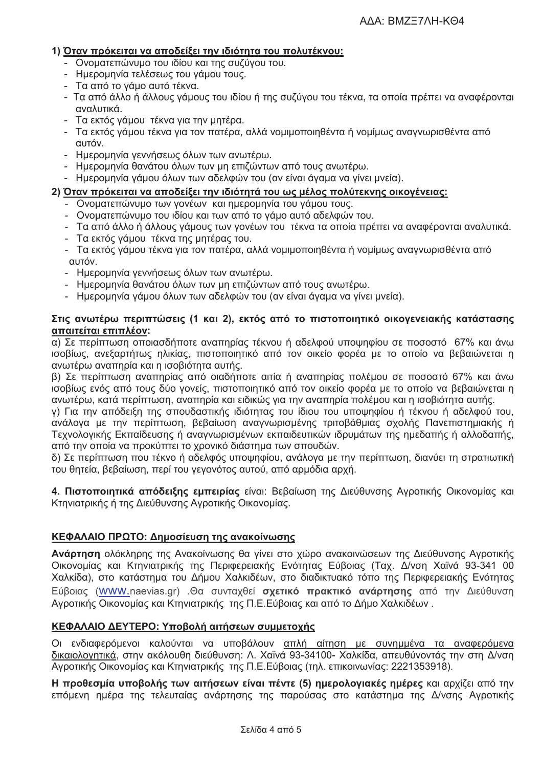**1) Όταν πρόκειται να αποδείξει την ιδιότητα του πολυτέκνου:**

- Ονοματεπώνυμο του ιδίου και της συζύγου του.
- Ημερομηνία τελέσεως του γάμου τους.
- Τα από το γάμο αυτό τέκνα.
- Τα από άλλο ή άλλους γάμους του ιδίου ή της συζύγου του τέκνα, τα οποία πρέπει να αναφέρονται αναλυτικά.
- Τα εκτός γάμου τέκνα για την μητέρα.
- Τα εκτός γάμου τέκνα για τον πατέρα, αλλά νομιμοποιηθέντα ή νομίμως αναγνωρισθέντα από αυτόν.
- Ημερομηνία γεννήσεως όλων των ανωτέρω.
- Ημερομηνία θανάτου όλων των μη επιζώντων από τους ανωτέρω.
- Ημερομηνία γάμου όλων των αδελφών του (αν είναι άγαμα να γίνει μνεία).

**2) Όταν πρόκειται να αποδείξει την ιδιότητά του ως μέλος πολύτεκνης οικογένειας:**

- Ονοματεπώνυμο των γονέων και ημερομηνία του γάμου τους.
- Ονοματεπώνυμο του ιδίου και των από το γάμο αυτό αδελφών του.
- Τα από άλλο ή άλλους γάμους των γονέων του τέκνα τα οποία πρέπει να αναφέρονται αναλυτικά.
- Τα εκτός γάμου τέκνα της μητέρας του.
- Τα εκτός γάμου τέκνα για τον πατέρα, αλλά νομιμοποιηθέντα ή νομίμως αναγνωρισθέντα από αυτόν.
- Ημερομηνία γεννήσεως όλων των ανωτέρω.
- Ημερομηνία θανάτου όλων των μη επιζώντων από τους ανωτέρω.
- Ημερομηνία γάμου όλων των αδελφών του (αν είναι άγαμα να γίνει μνεία).

**Στις ανωτέρω περιπτώσεις (1 και 2), εκτός από το πιστοποιητικό οικογενειακής κατάστασης απαιτείται επιπλέον:**

α) Σε περίπτωση οποιασδήποτε αναπηρίας τέκνου ή αδελφού υποψηφίου σε ποσοστό 67% και άνω ισοβίως, ανεξαρτήτως ηλικίας, πιστοποιητικό από τον οικείο φορέα με το οποίο να βεβαιώνεται η ανωτέρω αναπηρία και η ισοβιότητα αυτής.

β) Σε περίπτωση αναπηρίας από οιαδήποτε αιτία ή αναπηρίας πολέμου σε ποσοστό 67% και άνω ισοβίως ενός από τους δύο γονείς, πιστοποιητικό από τον οικείο φορέα με το οποίο να βεβαιώνεται η ανωτέρω, κατά περίπτωση, αναπηρία και ειδικώς για την αναπηρία πολέμου και η ισοβιότητα αυτής.

γ) Για την απόδειξη της σπουδαστικής ιδιότητας του ίδιου του υποψηφίου ή τέκνου ή αδελφού του, ανάλογα με την περίπτωση, βεβαίωση αναγνωρισμένης τριτοβάθμιας σχολής Πανεπιστημιακής ή Τεχνολογικής Εκπαίδευσης ή αναγνωρισμένων εκπαιδευτικών ιδρυμάτων της ημεδαπής ή αλλοδαπής, από την οποία να προκύπτει το χρονικό διάστημα των σπουδών.

δ) Σε περίπτωση που τέκνο ή αδελφός υποψηφίου, ανάλογα με την περίπτωση, διανύει τη στρατιωτική του θητεία, βεβαίωση, περί του γεγονότος αυτού, από αρμόδια αρχή.

**4. Πιστοποιητικά απόδειξης εμπειρίας** είναι: Βεβαίωση της Διεύθυνσης Αγροτικής Οικονομίας και Κτηνιατρικής ή της Διεύθυνσης Αγροτικής Οικονομίας.

## ΚΕΦΑΛΑΙΟ ΠΡΩΤΟ: Δημοσίευση της ανακοίνωσης

**Ανάρτηση** ολόκληρης της Ανακοίνωσης θα γίνει στο χώρο ανακοινώσεων της Διεύθυνσης Αγροτικής Οικονομίας και Κτηνιατρικής της Περιφερειακής Ενότητας Εύβοιας (Ταχ. Δ/νση Χαϊνά 93-341 00 Χαλκίδα), στο κατάστημα του Δήμου Χαλκιδέων, στο διαδικτυακό τόπο της Περιφερειακής Ενότητας Εύβοιας (www.naevias.gr) .Θα συνταχθεί **σχετικό πρακτικό ανάρτησης** από την Διεύθυνση Αγροτικής Οικονομίας και Κτηνιατρικής της Π.Ε.Εύβοιας και από το Δήμο Χαλκιδέων .

## ΚΕΦΑΛΑΙΟ ΔΕΥΤΕΡΟ: Υποβολή αιτήσεων συμμετοχής

Οι ενδιαφερόμενοι καλούνται να υποβάλουν απλή αίτηση με συνημμένα τα αναφερόμενα δικαιολογητικά, στην ακόλουθη διεύθυνση: Λ. Χαϊνά 93-34100- Χαλκίδα, απευθύνοντάς την στη Δ/νση Αγροτικής Οικονομίας και Κτηνιατρικής της Π.Ε.Εύβοιας (τηλ. επικοινωνίας: 2221353918).

**Η προθεσμία υποβολής των αιτήσεων είναι πέντε (5) ημερολογιακές ημέρες** και αρχίζει από την επόμενη ημέρα της τελευταίας ανάρτησης της παρούσας στο κατάστημα της Δ/νσης Αγροτικής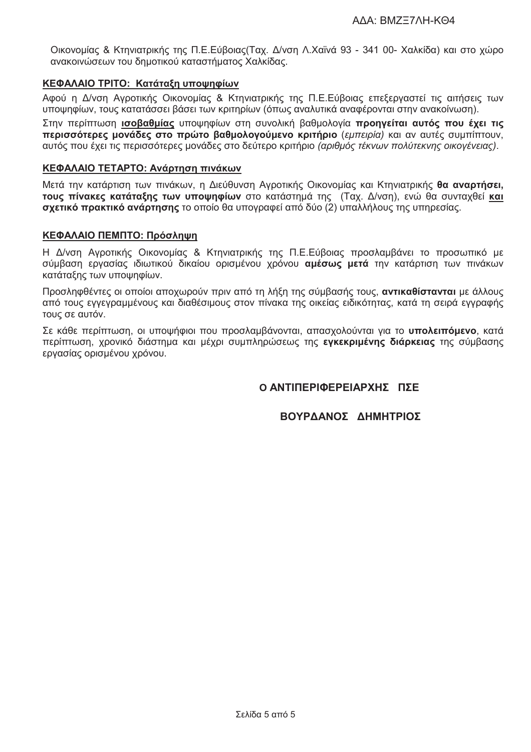Οικονομίας & Κτηνιατρικής της Π.Ε.Εύβοιας(Ταχ. Δ/νση Λ.Χαϊνά 93 - 341 00- Χαλκίδα) και στο χώρο ανακοινώσεων του δημοτικού καταστήματος Χαλκίδας.

## ΚΕΦΑΛΑΙΟ ΤΡΙΤΟ: Κατάταξη υποψηφίων

Αφού η Δ/νση Αγροτικής Οικονομίας & Κτηνιατρικής της Π.Ε.Εύβοιας επεξεργαστεί τις αιτήσεις των υποψηφίων, τους κατατάσσει βάσει των κριτηρίων (όπως αναλυτικά αναφέρονται στην ανακοίνωση).

Στην περίπτωση **ισοβαθμίας** υποψηφίων στη συνολική βαθμολογία **προηγείται αυτός που έχει τις περισσότερες μονάδες στο πρώτο βαθμολογούμενο κριτήριο** (*εμπειρία)* και αν αυτές συμπίπτουν, αυτός που έχει τις περισσότερες μονάδες στο δεύτερο κριτήριο *(αριθμός τέκνων πολύτεκνης οικογένειας)*.

## ΚΕΦΑΛΑΙΟ ΤΕΤΑΡΤΟ: Ανάρτηση πινάκων

Μετά την κατάρτιση των πινάκων, η Διεύθυνση Αγροτικής Οικονομίας και Κτηνιατρικής **θα αναρτήσει, τους πίνακες κατάταξης των υποψηφίων** στο κατάστημά της (Ταχ. Δ/νση), ενώ θα συνταχθεί **και σχετικό πρακτικό ανάρτησης** το οποίο θα υπογραφεί από δύο (2) υπαλλήλους της υπηρεσίας.

## ΚΕΦΑΛΑΙΟ ΠΕΜΠΤΟ: Πρόσληψη

Η Δ/νση Αγροτικής Οικονομίας & Κτηνιατρικής της Π.Ε.Εύβοιας προσλαμβάνει το προσωπικό με σύμβαση εργασίας ιδιωτικού δικαίου ορισμένου χρόνου **αμέσως μετά** την κατάρτιση των πινάκων κατάταξης των υποψηφίων.

Προσληφθέντες οι οποίοι αποχωρούν πριν από τη λήξη της σύμβασής τους, **αντικαθίστανται** με άλλους από τους εγγεγραμμένους και διαθέσιμους στον πίνακα της οικείας ειδικότητας, κατά τη σειρά εγγραφής τους σε αυτόν.

Σε κάθε περίπτωση, οι υποψήφιοι που προσλαμβάνονται, απασχολούνται για το **υπολειπόμενο**, κατά περίπτωση, χρονικό διάστημα και μέχρι συμπληρώσεως της **εγκεκριμένης διάρκειας** της σύμβασης εργασίας ορισμένου χρόνου.

**Ο ΑΝΤΙΠΕΡΙΦΕΡΕΙΑΡΧΗΣ ΠΣΕ**

**ΒΟΥΡΔΑΝΟΣ ΔΗΜΗΤΡΙΟΣ**